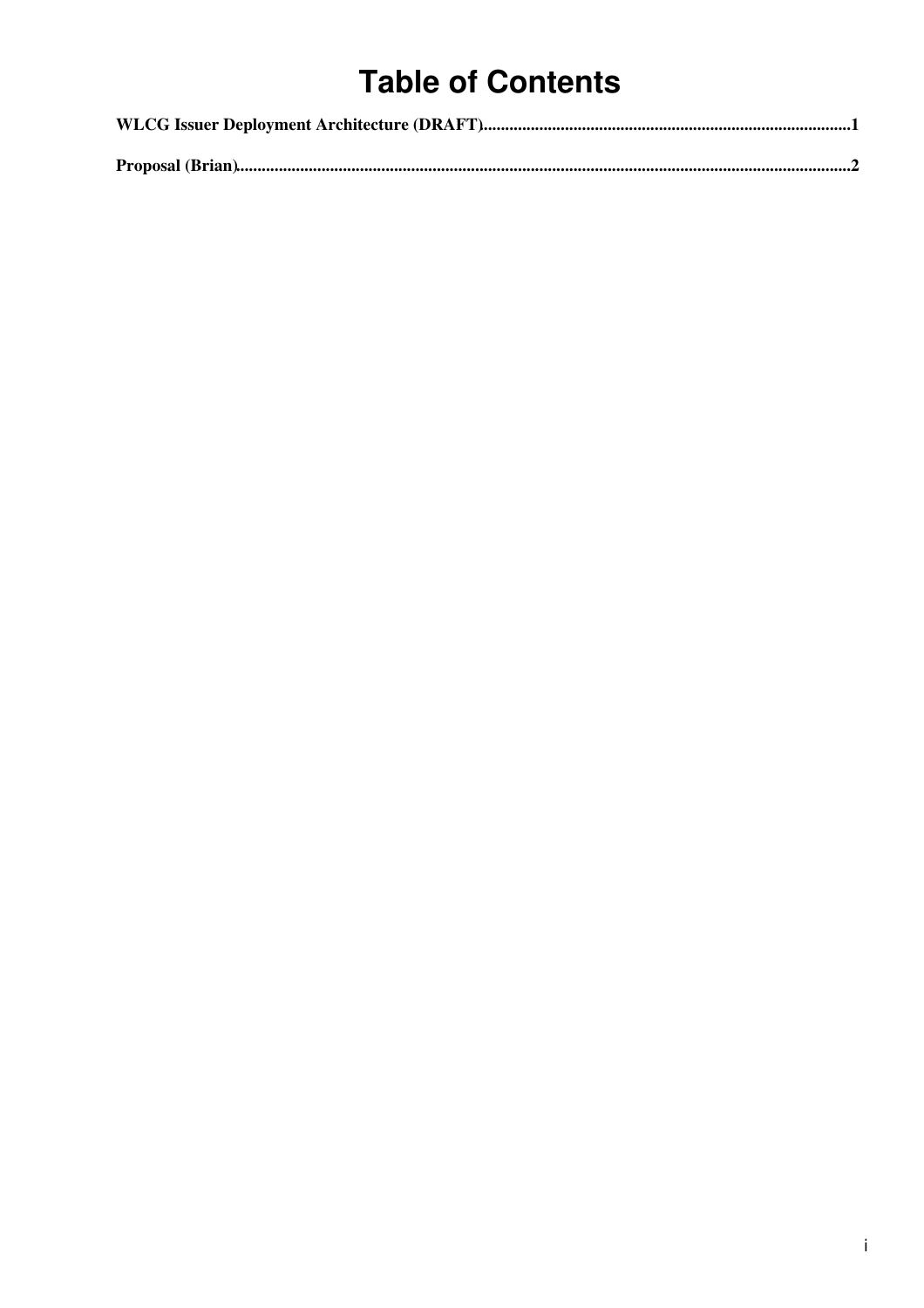# Table of Contents

**WLCG Issuer Deployment Architecture (DRAFT)**.....................................................................................1

**Proposal (Brian)**..............................................................................................................................................2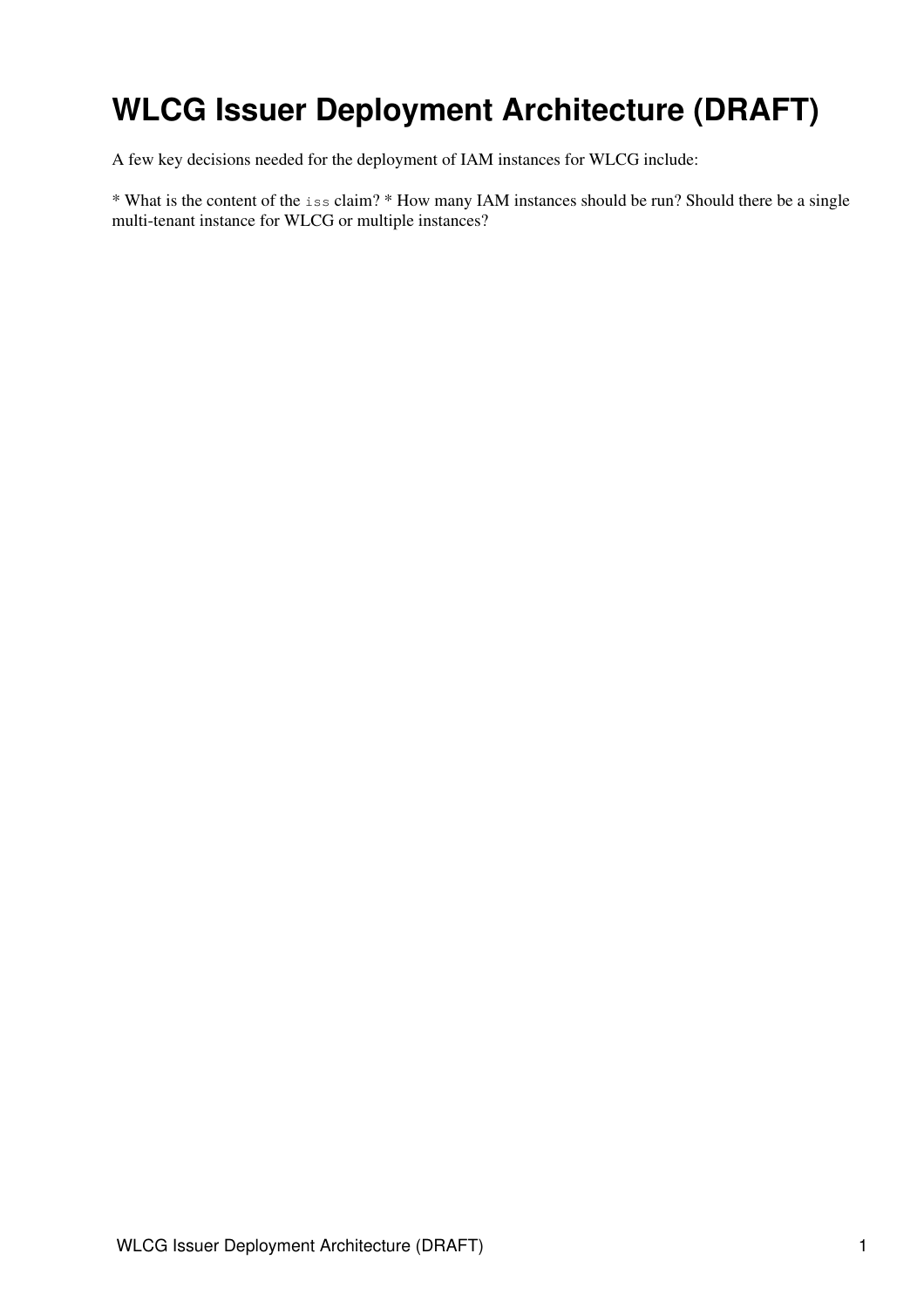# WLCG Issuer Deployment Architecture (DRAFT)

A few key decisions needed for the deployment of IAM instances for WLCG include:

* What is the content of the `iss` claim? * How many IAM instances should be run? Should there be a single multi-tenant instance for WLCG or multiple instances?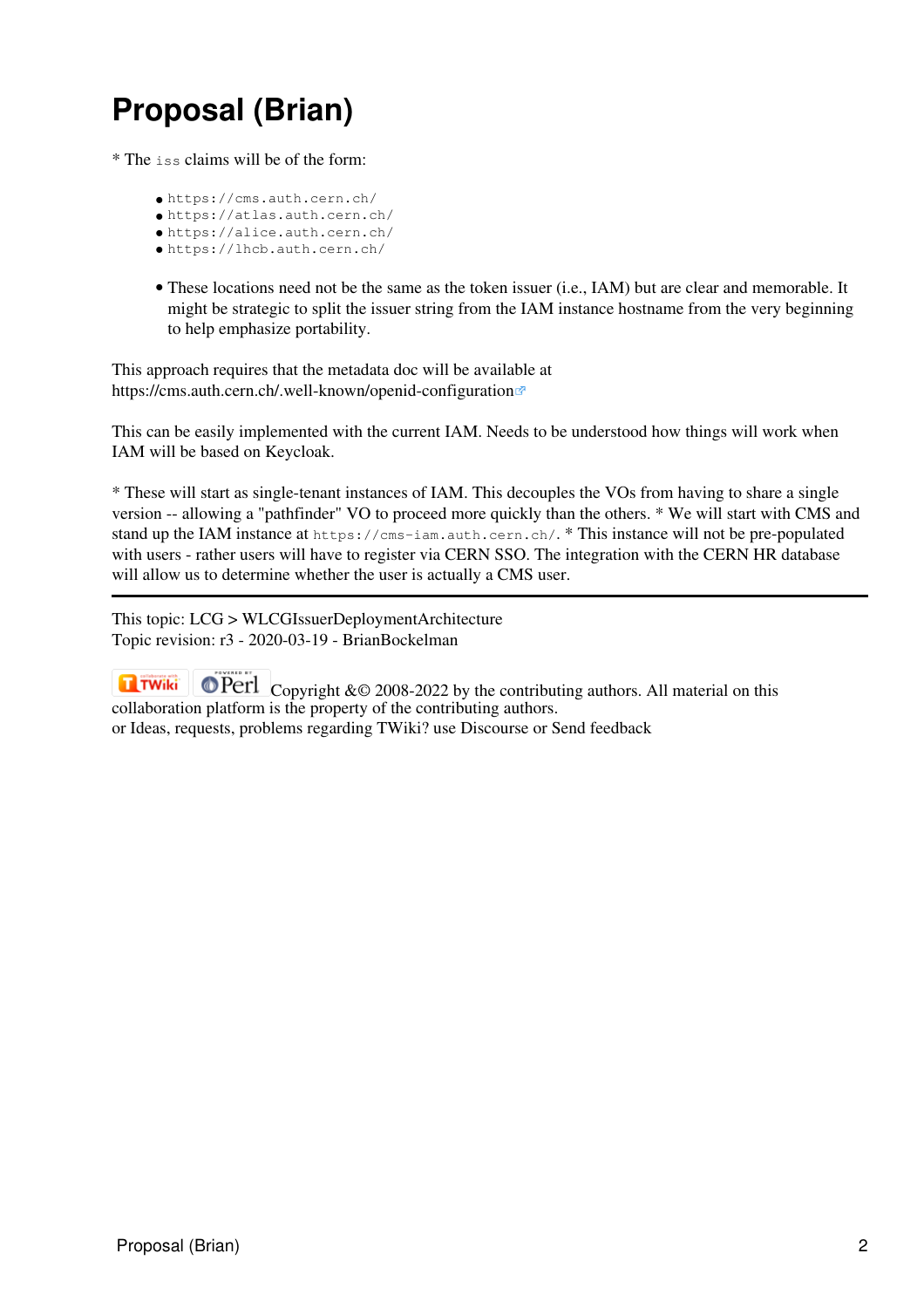# Proposal (Brian)

* The `iss` claims will be of the form:

- `https://cms.auth.cern.ch/`
- `https://atlas.auth.cern.ch/`
- `https://alice.auth.cern.ch/`
- `https://lhcb.auth.cern.ch/`

- These locations need not be the same as the token issuer (i.e., IAM) but are clear and memorable. It might be strategic to split the issuer string from the IAM instance hostname from the very beginning to help emphasize portability.

This approach requires that the metadata doc will be available at https://cms.auth.cern.ch/.well-known/openid-configuration

This can be easily implemented with the current IAM. Needs to be understood how things will work when IAM will be based on Keycloak.

* These will start as single-tenant instances of IAM. This decouples the VOs from having to share a single version -- allowing a "pathfinder" VO to proceed more quickly than the others. * We will start with CMS and stand up the IAM instance at `https://cms-iam.auth.cern.ch/`. * This instance will not be pre-populated with users - rather users will have to register via CERN SSO. The integration with the CERN HR database will allow us to determine whether the user is actually a CMS user.

---

This topic: LCG > WLCGIssuerDeploymentArchitecture
Topic revision: r3 - 2020-03-19 - BrianBockelman

Copyright &© 2008-2022 by the contributing authors. All material on this collaboration platform is the property of the contributing authors.
or Ideas, requests, problems regarding TWiki? use Discourse or Send feedback